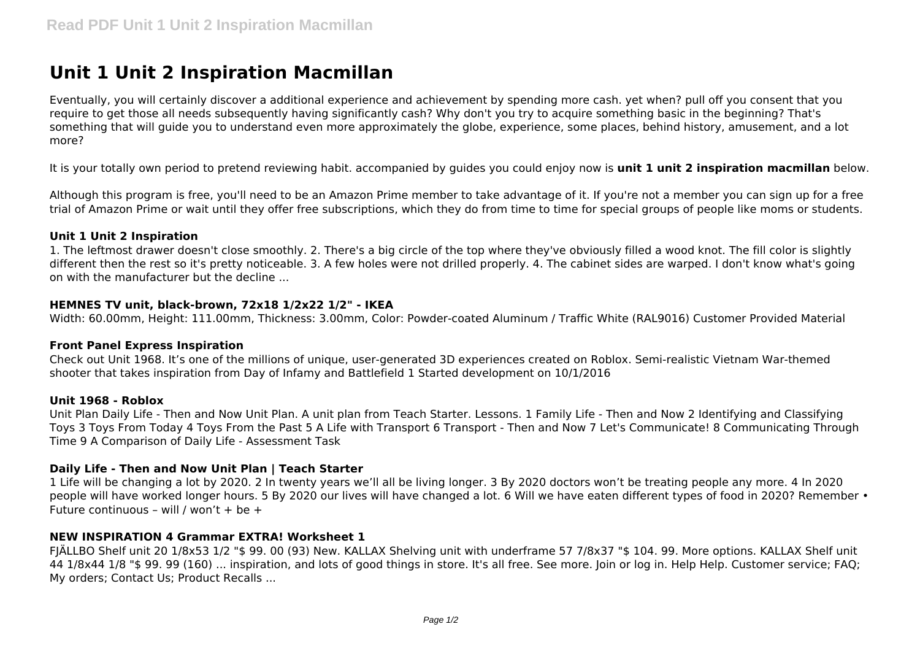# Unit 1 Unit 2 Inspiration Macmillan

Eventually, you will certainly discover a additional experience and achievement by spending more cash. yet when? pull off you consent that you require to get those all needs subsequently having significantly cash? Why don't you try to acquire something basic in the beginning? That's something that will guide you to understand even more approximately the globe, experience, some places, behind history, amusement, and a lot more?

It is your totally own period to pretend reviewing habit. accompanied by guides you could enjoy now is **unit 1 unit 2 inspiration macmillan** below.

Although this program is free, you'll need to be an Amazon Prime member to take advantage of it. If you're not a member you can sign up for a free trial of Amazon Prime or wait until they offer free subscriptions, which they do from time to time for special groups of people like moms or students.

### Unit 1 Unit 2 Inspiration

1. The leftmost drawer doesn't close smoothly. 2. There's a big circle of the top where they've obviously filled a wood knot. The fill color is slightly different then the rest so it's pretty noticeable. 3. A few holes were not drilled properly. 4. The cabinet sides are warped. I don't know what's going on with the manufacturer but the decline ...

### HEMNES TV unit, black-brown, 72x18 1/2x22 1/2" - IKEA

Width: 60.00mm, Height: 111.00mm, Thickness: 3.00mm, Color: Powder-coated Aluminum / Traffic White (RAL9016) Customer Provided Material

### Front Panel Express Inspiration

Check out Unit 1968. It's one of the millions of unique, user-generated 3D experiences created on Roblox. Semi-realistic Vietnam War-themed shooter that takes inspiration from Day of Infamy and Battlefield 1 Started development on 10/1/2016

### Unit 1968 - Roblox

Unit Plan Daily Life - Then and Now Unit Plan. A unit plan from Teach Starter. Lessons. 1 Family Life - Then and Now 2 Identifying and Classifying Toys 3 Toys From Today 4 Toys From the Past 5 A Life with Transport 6 Transport - Then and Now 7 Let's Communicate! 8 Communicating Through Time 9 A Comparison of Daily Life - Assessment Task

### Daily Life - Then and Now Unit Plan | Teach Starter

1 Life will be changing a lot by 2020. 2 In twenty years we'll all be living longer. 3 By 2020 doctors won't be treating people any more. 4 In 2020 people will have worked longer hours. 5 By 2020 our lives will have changed a lot. 6 Will we have eaten different types of food in 2020? Remember • Future continuous – will / won't + be +

### NEW INSPIRATION 4 Grammar EXTRA! Worksheet 1

FJÄLLBO Shelf unit 20 1/8x53 1/2 "$ 99. 00 (93) New. KALLAX Shelving unit with underframe 57 7/8x37 "$ 104. 99. More options. KALLAX Shelf unit 44 1/8x44 1/8 "$ 99. 99 (160) ... inspiration, and lots of good things in store. It's all free. See more. Join or log in. Help Help. Customer service; FAQ; My orders; Contact Us; Product Recalls ...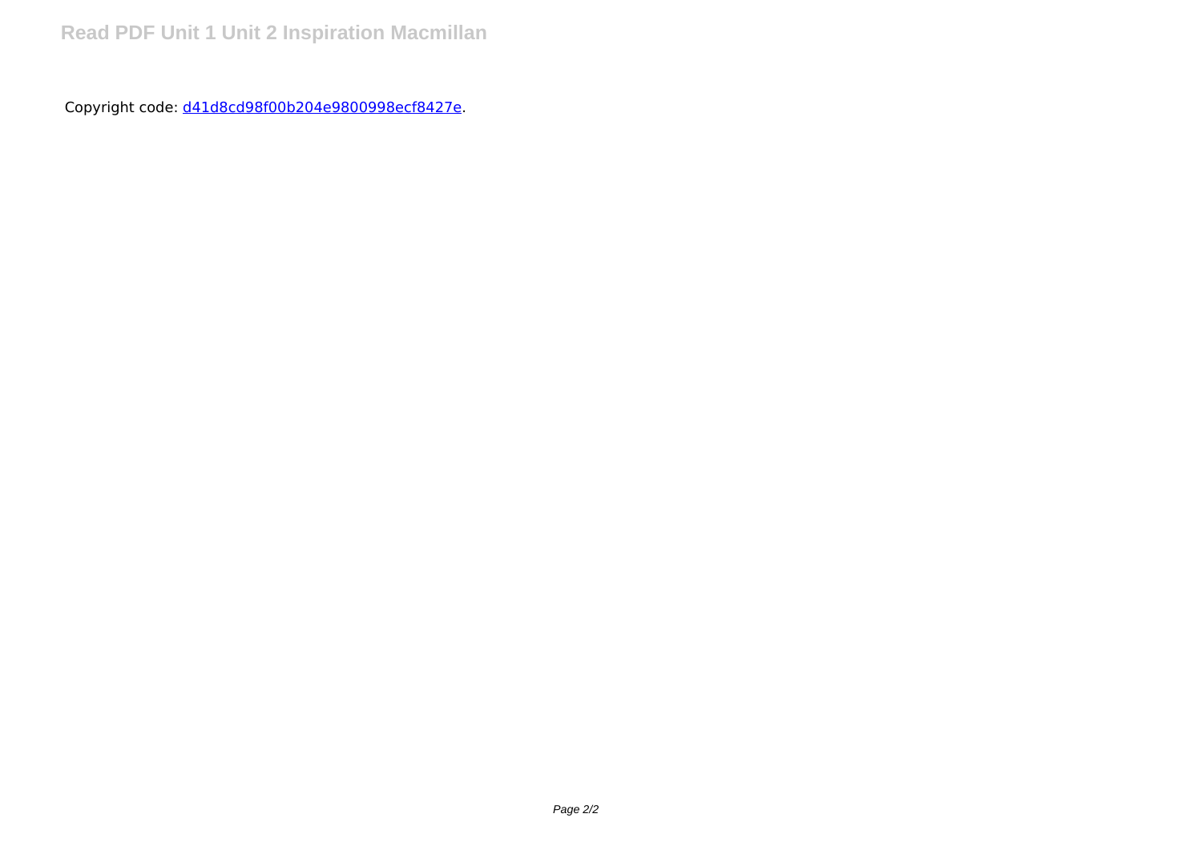Copyright code: d41d8cd98f00b204e9800998ecf8427e.